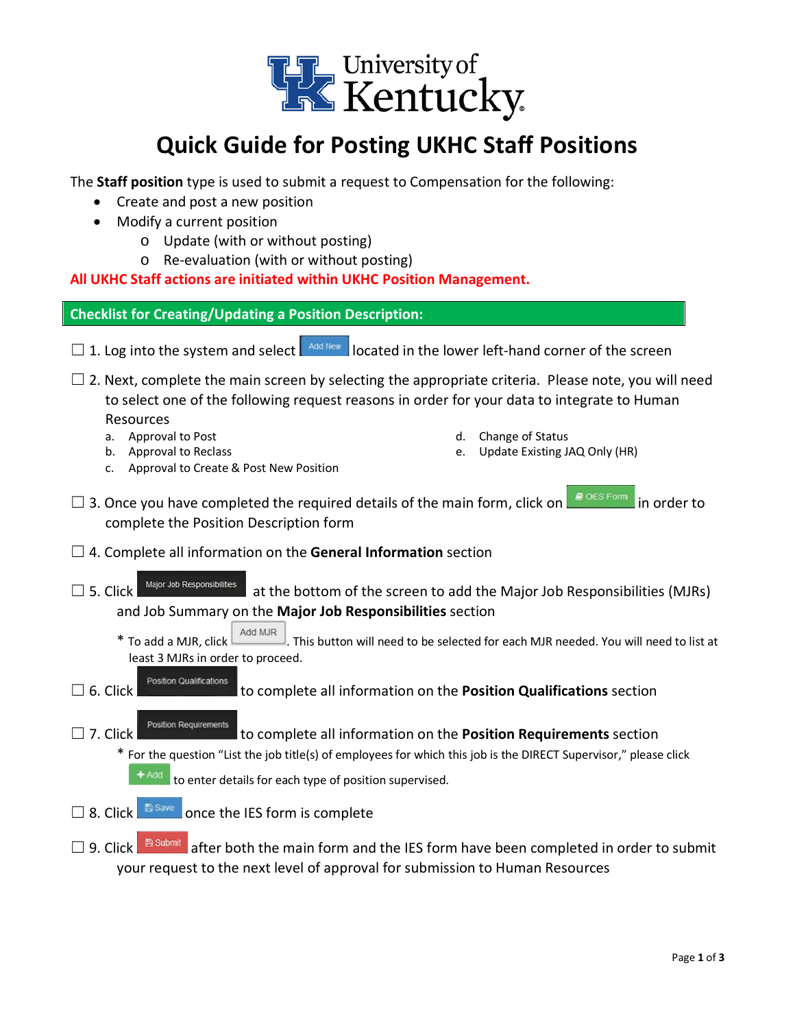University of Kentucky

# Quick Guide for Posting UKHC Staff Positions

The **Staff position** type is used to submit a request to Compensation for the following:

- Create and post a new position
- Modify a current position
  - Update (with or without posting)
  - Re-evaluation (with or without posting)

**All UKHC Staff actions are initiated within UKHC Position Management.**

## Checklist for Creating/Updating a Position Description:

☐ 1. Log into the system and select Add New located in the lower left-hand corner of the screen

☐ 2. Next, complete the main screen by selecting the appropriate criteria. Please note, you will need to select one of the following request reasons in order for your data to integrate to Human Resources

a. Approval to Post
b. Approval to Reclass
c. Approval to Create & Post New Position
d. Change of Status
e. Update Existing JAQ Only (HR)

☐ 3. Once you have completed the required details of the main form, click on OES Form in order to complete the Position Description form

☐ 4. Complete all information on the **General Information** section

☐ 5. Click Major Job Responsibilities at the bottom of the screen to add the Major Job Responsibilities (MJRs) and Job Summary on the **Major Job Responsibilities** section

\* To add a MJR, click Add MJR. This button will need to be selected for each MJR needed. You will need to list at least 3 MJRs in order to proceed.

☐ 6. Click Position Qualifications to complete all information on the **Position Qualifications** section

☐ 7. Click Position Requirements to complete all information on the **Position Requirements** section

\* For the question "List the job title(s) of employees for which this job is the DIRECT Supervisor," please click + Add to enter details for each type of position supervised.

☐ 8. Click Save once the IES form is complete

☐ 9. Click Submit after both the main form and the IES form have been completed in order to submit your request to the next level of approval for submission to Human Resources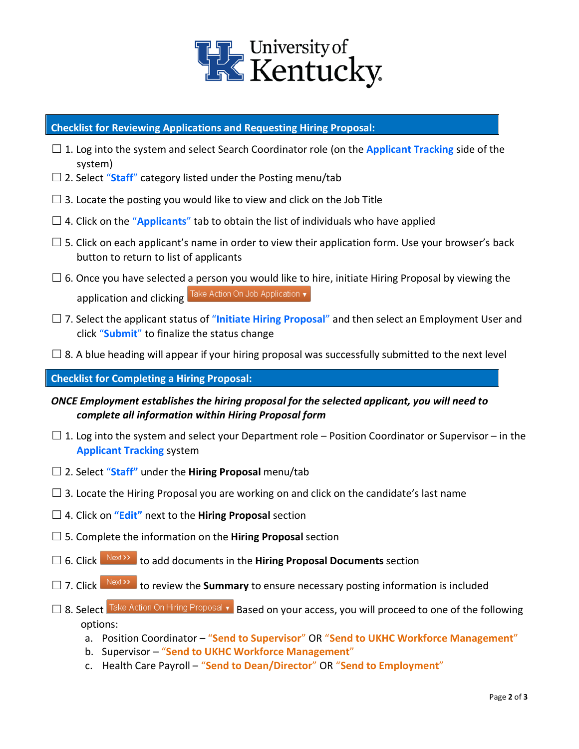University of Kentucky

## Checklist for Reviewing Applications and Requesting Hiring Proposal:

☐ 1. Log into the system and select Search Coordinator role (on the **Applicant Tracking** side of the system)

☐ 2. Select "**Staff**" category listed under the Posting menu/tab

☐ 3. Locate the posting you would like to view and click on the Job Title

☐ 4. Click on the "**Applicants**" tab to obtain the list of individuals who have applied

☐ 5. Click on each applicant's name in order to view their application form. Use your browser's back button to return to list of applicants

☐ 6. Once you have selected a person you would like to hire, initiate Hiring Proposal by viewing the application and clicking Take Action On Job Application ▾

☐ 7. Select the applicant status of "**Initiate Hiring Proposal**" and then select an Employment User and click "**Submit**" to finalize the status change

☐ 8. A blue heading will appear if your hiring proposal was successfully submitted to the next level

## Checklist for Completing a Hiring Proposal:

***ONCE Employment establishes the hiring proposal for the selected applicant, you will need to complete all information within Hiring Proposal form***

☐ 1. Log into the system and select your Department role – Position Coordinator or Supervisor – in the **Applicant Tracking** system

☐ 2. Select "**Staff**" under the **Hiring Proposal** menu/tab

☐ 3. Locate the Hiring Proposal you are working on and click on the candidate's last name

☐ 4. Click on **"Edit"** next to the **Hiring Proposal** section

☐ 5. Complete the information on the **Hiring Proposal** section

☐ 6. Click Next >> to add documents in the **Hiring Proposal Documents** section

☐ 7. Click Next >> to review the **Summary** to ensure necessary posting information is included

☐ 8. Select Take Action On Hiring Proposal ▾ Based on your access, you will proceed to one of the following options:

   a. Position Coordinator – **"Send to Supervisor"** OR **"Send to UKHC Workforce Management"**
   b. Supervisor – **"Send to UKHC Workforce Management"**
   c. Health Care Payroll – **"Send to Dean/Director"** OR **"Send to Employment"**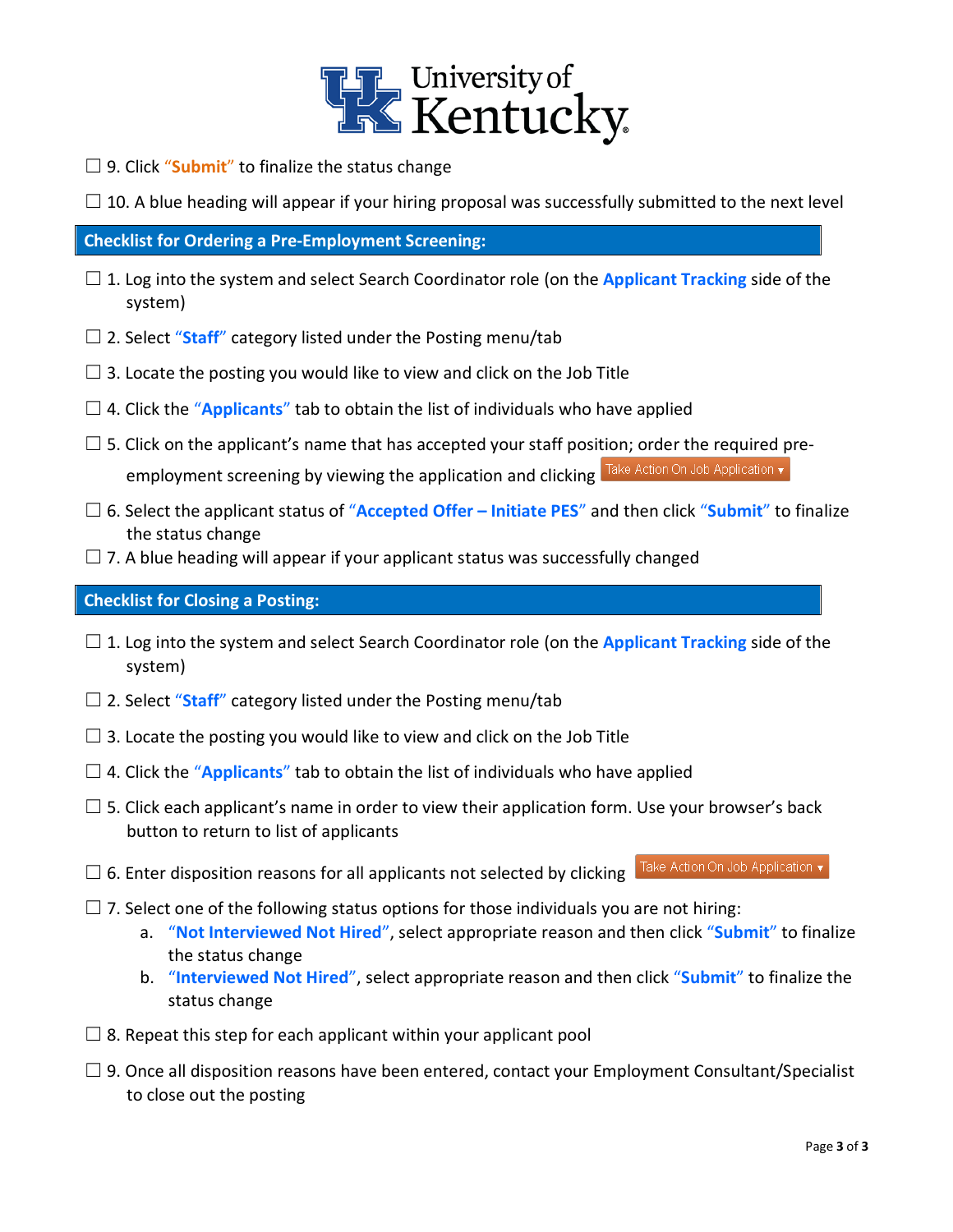☐ 9. Click "**Submit**" to finalize the status change

☐ 10. A blue heading will appear if your hiring proposal was successfully submitted to the next level

## Checklist for Ordering a Pre-Employment Screening:

☐ 1. Log into the system and select Search Coordinator role (on the **Applicant Tracking** side of the system)

☐ 2. Select "**Staff**" category listed under the Posting menu/tab

☐ 3. Locate the posting you would like to view and click on the Job Title

☐ 4. Click the "**Applicants**" tab to obtain the list of individuals who have applied

☐ 5. Click on the applicant's name that has accepted your staff position; order the required pre-employment screening by viewing the application and clicking Take Action On Job Application ▾

☐ 6. Select the applicant status of "**Accepted Offer – Initiate PES**" and then click "**Submit**" to finalize the status change

☐ 7. A blue heading will appear if your applicant status was successfully changed

## Checklist for Closing a Posting:

☐ 1. Log into the system and select Search Coordinator role (on the **Applicant Tracking** side of the system)

☐ 2. Select "**Staff**" category listed under the Posting menu/tab

☐ 3. Locate the posting you would like to view and click on the Job Title

☐ 4. Click the "**Applicants**" tab to obtain the list of individuals who have applied

☐ 5. Click each applicant's name in order to view their application form. Use your browser's back button to return to list of applicants

☐ 6. Enter disposition reasons for all applicants not selected by clicking Take Action On Job Application ▾

☐ 7. Select one of the following status options for those individuals you are not hiring:

  a. "**Not Interviewed Not Hired**", select appropriate reason and then click "**Submit**" to finalize the status change
  b. "**Interviewed Not Hired**", select appropriate reason and then click "**Submit**" to finalize the status change

☐ 8. Repeat this step for each applicant within your applicant pool

☐ 9. Once all disposition reasons have been entered, contact your Employment Consultant/Specialist to close out the posting